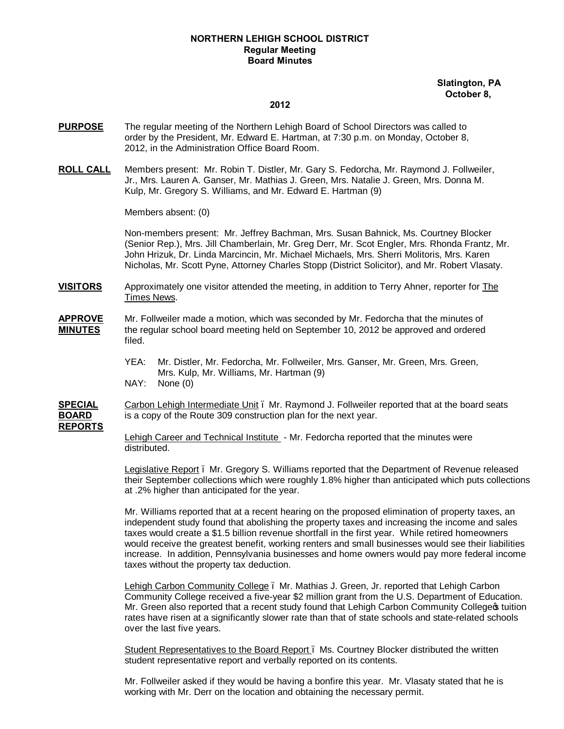**NORTHERN LEHIGH SCHOOL DISTRICT**
**Regular Meeting**
**Board Minutes**

**Slatington, PA**
**October 8,**
**2012**

**PURPOSE** The regular meeting of the Northern Lehigh Board of School Directors was called to order by the President, Mr. Edward E. Hartman, at 7:30 p.m. on Monday, October 8, 2012, in the Administration Office Board Room.

**ROLL CALL** Members present: Mr. Robin T. Distler, Mr. Gary S. Fedorcha, Mr. Raymond J. Follweiler, Jr., Mrs. Lauren A. Ganser, Mr. Mathias J. Green, Mrs. Natalie J. Green, Mrs. Donna M. Kulp, Mr. Gregory S. Williams, and Mr. Edward E. Hartman (9)

Members absent: (0)

Non-members present: Mr. Jeffrey Bachman, Mrs. Susan Bahnick, Ms. Courtney Blocker (Senior Rep.), Mrs. Jill Chamberlain, Mr. Greg Derr, Mr. Scot Engler, Mrs. Rhonda Frantz, Mr. John Hrizuk, Dr. Linda Marcincin, Mr. Michael Michaels, Mrs. Sherri Molitoris, Mrs. Karen Nicholas, Mr. Scott Pyne, Attorney Charles Stopp (District Solicitor), and Mr. Robert Vlasaty.

**VISITORS** Approximately one visitor attended the meeting, in addition to Terry Ahner, reporter for The Times News.

**APPROVE MINUTES** Mr. Follweiler made a motion, which was seconded by Mr. Fedorcha that the minutes of the regular school board meeting held on September 10, 2012 be approved and ordered filed.

YEA: Mr. Distler, Mr. Fedorcha, Mr. Follweiler, Mrs. Ganser, Mr. Green, Mrs. Green, Mrs. Kulp, Mr. Williams, Mr. Hartman (9)
NAY: None (0)

**SPECIAL BOARD REPORTS** Carbon Lehigh Intermediate Unit – Mr. Raymond J. Follweiler reported that at the board seats is a copy of the Route 309 construction plan for the next year.

Lehigh Career and Technical Institute - Mr. Fedorcha reported that the minutes were distributed.

Legislative Report – Mr. Gregory S. Williams reported that the Department of Revenue released their September collections which were roughly 1.8% higher than anticipated which puts collections at .2% higher than anticipated for the year.

Mr. Williams reported that at a recent hearing on the proposed elimination of property taxes, an independent study found that abolishing the property taxes and increasing the income and sales taxes would create a $1.5 billion revenue shortfall in the first year. While retired homeowners would receive the greatest benefit, working renters and small businesses would see their liabilities increase. In addition, Pennsylvania businesses and home owners would pay more federal income taxes without the property tax deduction.

Lehigh Carbon Community College – Mr. Mathias J. Green, Jr. reported that Lehigh Carbon Community College received a five-year $2 million grant from the U.S. Department of Education. Mr. Green also reported that a recent study found that Lehigh Carbon Community College's tuition rates have risen at a significantly slower rate than that of state schools and state-related schools over the last five years.

Student Representatives to the Board Report – Ms. Courtney Blocker distributed the written student representative report and verbally reported on its contents.

Mr. Follweiler asked if they would be having a bonfire this year. Mr. Vlasaty stated that he is working with Mr. Derr on the location and obtaining the necessary permit.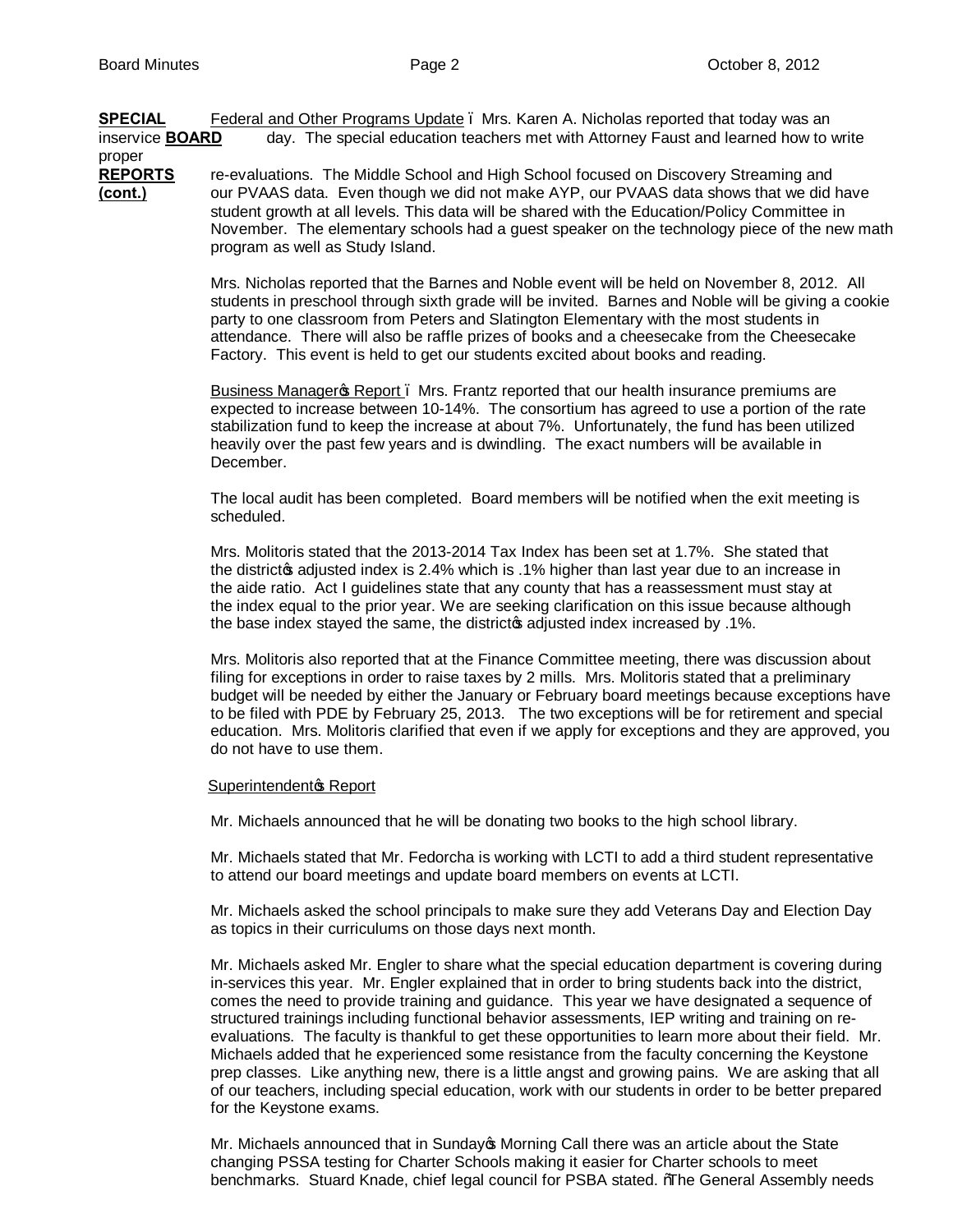**SPECIAL BOARD REPORTS (cont.)**

Federal and Other Programs Update – Mrs. Karen A. Nicholas reported that today was an inservice day. The special education teachers met with Attorney Faust and learned how to write proper re-evaluations. The Middle School and High School focused on Discovery Streaming and our PVAAS data. Even though we did not make AYP, our PVAAS data shows that we did have student growth at all levels. This data will be shared with the Education/Policy Committee in November. The elementary schools had a guest speaker on the technology piece of the new math program as well as Study Island.

Mrs. Nicholas reported that the Barnes and Noble event will be held on November 8, 2012. All students in preschool through sixth grade will be invited. Barnes and Noble will be giving a cookie party to one classroom from Peters and Slatington Elementary with the most students in attendance. There will also be raffle prizes of books and a cheesecake from the Cheesecake Factory. This event is held to get our students excited about books and reading.

Business Manager's Report – Mrs. Frantz reported that our health insurance premiums are expected to increase between 10-14%. The consortium has agreed to use a portion of the rate stabilization fund to keep the increase at about 7%. Unfortunately, the fund has been utilized heavily over the past few years and is dwindling. The exact numbers will be available in December.

The local audit has been completed. Board members will be notified when the exit meeting is scheduled.

Mrs. Molitoris stated that the 2013-2014 Tax Index has been set at 1.7%. She stated that the district's adjusted index is 2.4% which is .1% higher than last year due to an increase in the aide ratio. Act I guidelines state that any county that has a reassessment must stay at the index equal to the prior year. We are seeking clarification on this issue because although the base index stayed the same, the district's adjusted index increased by .1%.

Mrs. Molitoris also reported that at the Finance Committee meeting, there was discussion about filing for exceptions in order to raise taxes by 2 mills. Mrs. Molitoris stated that a preliminary budget will be needed by either the January or February board meetings because exceptions have to be filed with PDE by February 25, 2013. The two exceptions will be for retirement and special education. Mrs. Molitoris clarified that even if we apply for exceptions and they are approved, you do not have to use them.

Superintendent's Report

Mr. Michaels announced that he will be donating two books to the high school library.

Mr. Michaels stated that Mr. Fedorcha is working with LCTI to add a third student representative to attend our board meetings and update board members on events at LCTI.

Mr. Michaels asked the school principals to make sure they add Veterans Day and Election Day as topics in their curriculums on those days next month.

Mr. Michaels asked Mr. Engler to share what the special education department is covering during in-services this year. Mr. Engler explained that in order to bring students back into the district, comes the need to provide training and guidance. This year we have designated a sequence of structured trainings including functional behavior assessments, IEP writing and training on re-evaluations. The faculty is thankful to get these opportunities to learn more about their field. Mr. Michaels added that he experienced some resistance from the faculty concerning the Keystone prep classes. Like anything new, there is a little angst and growing pains. We are asking that all of our teachers, including special education, work with our students in order to be better prepared for the Keystone exams.

Mr. Michaels announced that in Sunday's Morning Call there was an article about the State changing PSSA testing for Charter Schools making it easier for Charter schools to meet benchmarks. Stuard Knade, chief legal council for PSBA stated. "The General Assembly needs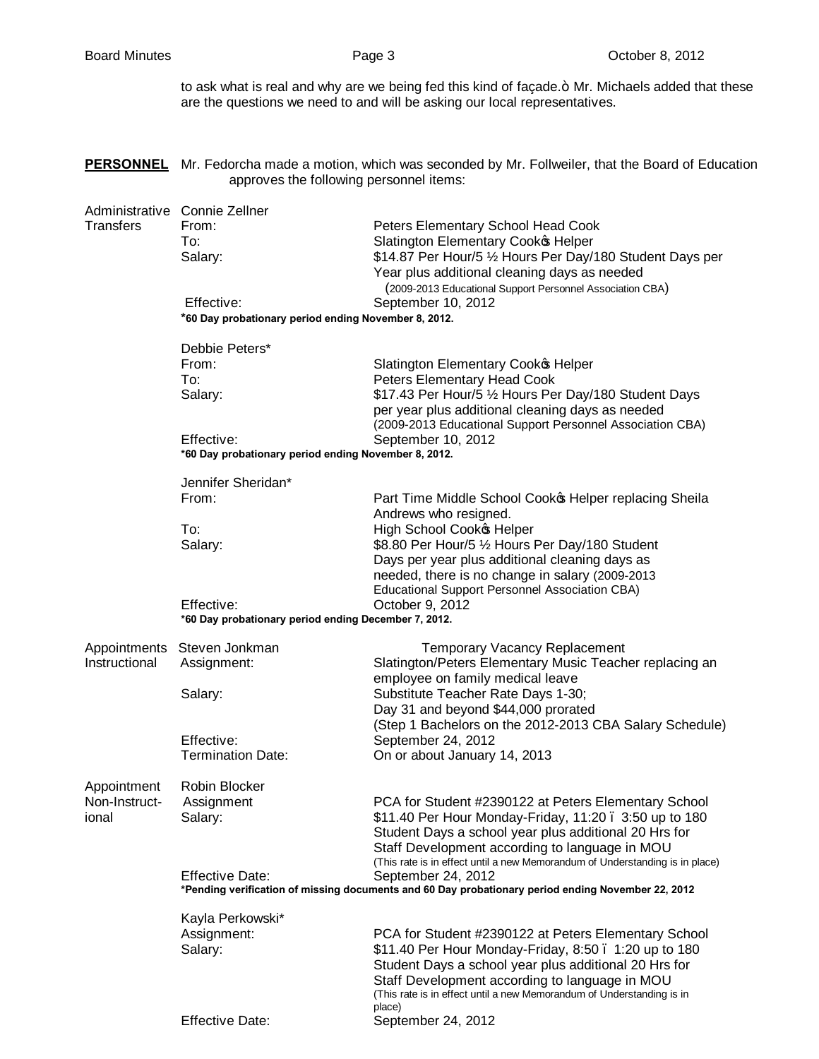to ask what is real and why are we being fed this kind of façade.ö Mr. Michaels added that these are the questions we need to and will be asking our local representatives.

**PERSONNEL** Mr. Fedorcha made a motion, which was seconded by Mr. Follweiler, that the Board of Education approves the following personnel items:

Administrative Transfers

Connie Zellner
From: Peters Elementary School Head Cook
To: Slatington Elementary Cookœ Helper
Salary: $14.87 Per Hour/5 ½ Hours Per Day/180 Student Days per Year plus additional cleaning days as needed (2009-2013 Educational Support Personnel Association CBA)
Effective: September 10, 2012
**\*60 Day probationary period ending November 8, 2012.**

Debbie Peters*
From: Slatington Elementary Cookœ Helper
To: Peters Elementary Head Cook
Salary: $17.43 Per Hour/5 ½ Hours Per Day/180 Student Days per year plus additional cleaning days as needed (2009-2013 Educational Support Personnel Association CBA)
Effective: September 10, 2012
**\*60 Day probationary period ending November 8, 2012.**

Jennifer Sheridan*
From: Part Time Middle School Cookœ Helper replacing Sheila Andrews who resigned.
To: High School Cookœ Helper
Salary: $8.80 Per Hour/5 ½ Hours Per Day/180 Student Days per year plus additional cleaning days as needed, there is no change in salary (2009-2013 Educational Support Personnel Association CBA)
Effective: October 9, 2012
**\*60 Day probationary period ending December 7, 2012.**

Appointments Instructional

Steven Jonkman — Temporary Vacancy Replacement
Assignment: Slatington/Peters Elementary Music Teacher replacing an employee on family medical leave
Salary: Substitute Teacher Rate Days 1-30; Day 31 and beyond $44,000 prorated (Step 1 Bachelors on the 2012-2013 CBA Salary Schedule)
Effective: September 24, 2012
Termination Date: On or about January 14, 2013

Appointment Non-Instructional

Robin Blocker
Assignment: PCA for Student #2390122 at Peters Elementary School
Salary: $11.40 Per Hour Monday-Friday, 11:20 – 3:50 up to 180 Student Days a school year plus additional 20 Hrs for Staff Development according to language in MOU (This rate is in effect until a new Memorandum of Understanding is in place)
Effective Date: September 24, 2012
**\*Pending verification of missing documents and 60 Day probationary period ending November 22, 2012**

Kayla Perkowski*
Assignment: PCA for Student #2390122 at Peters Elementary School
Salary: $11.40 Per Hour Monday-Friday, 8:50 – 1:20 up to 180 Student Days a school year plus additional 20 Hrs for Staff Development according to language in MOU (This rate is in effect until a new Memorandum of Understanding is in place)
Effective Date: September 24, 2012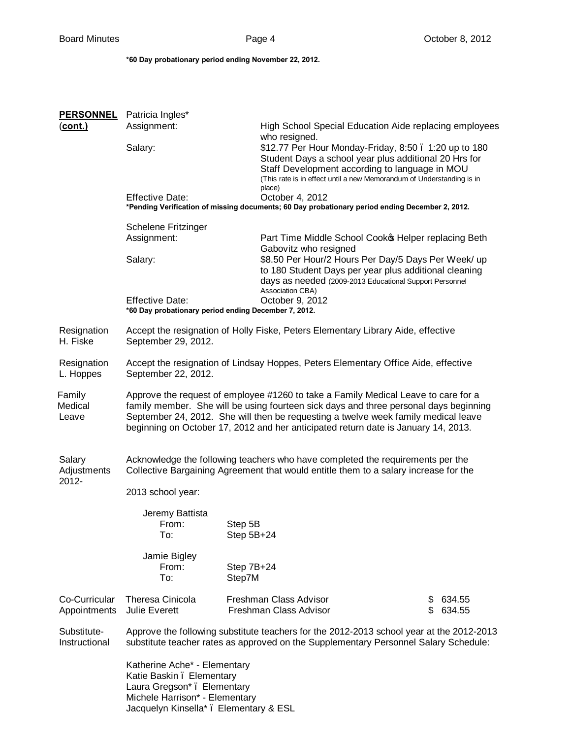*60 Day probationary period ending November 22, 2012.

**PERSONNEL (cont.)**

Patricia Ingles*

| | |
|---|---|
| Assignment: | High School Special Education Aide replacing employees who resigned. |
| Salary: | $12.77 Per Hour Monday-Friday, 8:50 – 1:20 up to 180 Student Days a school year plus additional 20 Hrs for Staff Development according to language in MOU (This rate is in effect until a new Memorandum of Understanding is in place) |
| Effective Date: | October 4, 2012 |

*Pending Verification of missing documents; 60 Day probationary period ending December 2, 2012.

Schelene Fritzinger

| | |
|---|---|
| Assignment: | Part Time Middle School Cook's Helper replacing Beth Gabovitz who resigned |
| Salary: | $8.50 Per Hour/2 Hours Per Day/5 Days Per Week/ up to 180 Student Days per year plus additional cleaning days as needed (2009-2013 Educational Support Personnel Association CBA) |
| Effective Date: | October 9, 2012 |

*60 Day probationary period ending December 7, 2012.

**Resignation H. Fiske**

Accept the resignation of Holly Fiske, Peters Elementary Library Aide, effective September 29, 2012.

**Resignation L. Hoppes**

Accept the resignation of Lindsay Hoppes, Peters Elementary Office Aide, effective September 22, 2012.

**Family Medical Leave**

Approve the request of employee #1260 to take a Family Medical Leave to care for a family member. She will be using fourteen sick days and three personal days beginning September 24, 2012. She will then be requesting a twelve week family medical leave beginning on October 17, 2012 and her anticipated return date is January 14, 2013.

**Salary Adjustments 2012-2013**

Acknowledge the following teachers who have completed the requirements per the Collective Bargaining Agreement that would entitle them to a salary increase for the 2012-2013 school year:

Jeremy Battista

| | |
|---|---|
| From: | Step 5B |
| To: | Step 5B+24 |

Jamie Bigley

| | |
|---|---|
| From: | Step 7B+24 |
| To: | Step7M |

**Co-Curricular Appointments**

| | | |
|---|---|---|
| Theresa Cinicola | Freshman Class Advisor | $ 634.55 |
| Julie Everett | Freshman Class Advisor | $ 634.55 |

**Substitute-Instructional**

Approve the following substitute teachers for the 2012-2013 school year at the 2012-2013 substitute teacher rates as approved on the Supplementary Personnel Salary Schedule:

Katherine Ache* - Elementary
Katie Baskin – Elementary
Laura Gregson* – Elementary
Michele Harrison* - Elementary
Jacquelyn Kinsella* – Elementary & ESL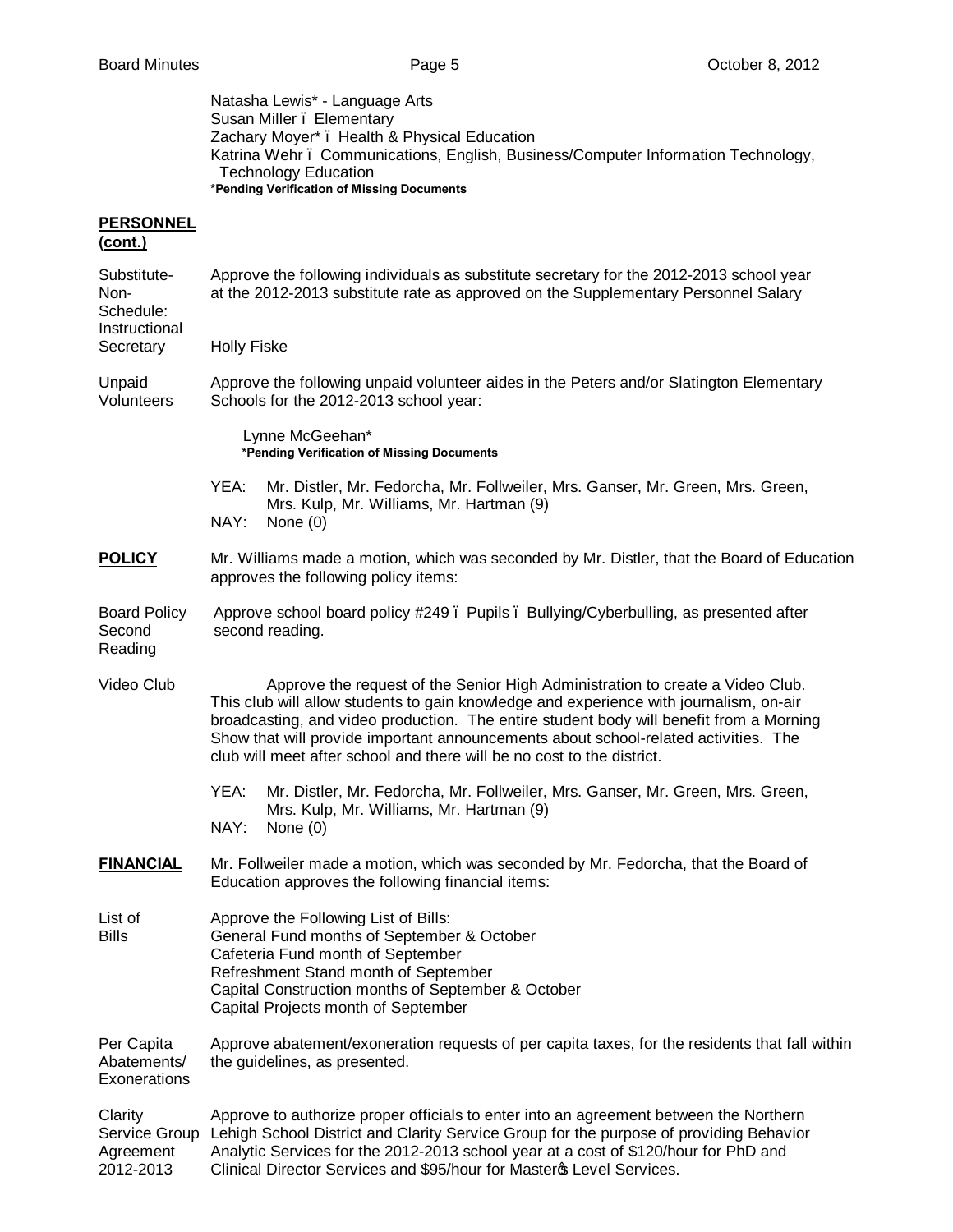Natasha Lewis* - Language Arts
Susan Miller – Elementary
Zachary Moyer* – Health & Physical Education
Katrina Wehr – Communications, English, Business/Computer Information Technology, Technology Education

**\*Pending Verification of Missing Documents**

**PERSONNEL (cont.)**

**Substitute-Non-Schedule: Instructional Secretary**

Approve the following individuals as substitute secretary for the 2012-2013 school year at the 2012-2013 substitute rate as approved on the Supplementary Personnel Salary

Holly Fiske

**Unpaid Volunteers**

Approve the following unpaid volunteer aides in the Peters and/or Slatington Elementary Schools for the 2012-2013 school year:

Lynne McGeehan*
**\*Pending Verification of Missing Documents**

YEA: Mr. Distler, Mr. Fedorcha, Mr. Follweiler, Mrs. Ganser, Mr. Green, Mrs. Green, Mrs. Kulp, Mr. Williams, Mr. Hartman (9)
NAY: None (0)

**POLICY**

Mr. Williams made a motion, which was seconded by Mr. Distler, that the Board of Education approves the following policy items:

**Board Policy Second Reading**

Approve school board policy #249 – Pupils – Bullying/Cyberbulling, as presented after second reading.

**Video Club**

Approve the request of the Senior High Administration to create a Video Club. This club will allow students to gain knowledge and experience with journalism, on-air broadcasting, and video production. The entire student body will benefit from a Morning Show that will provide important announcements about school-related activities. The club will meet after school and there will be no cost to the district.

YEA: Mr. Distler, Mr. Fedorcha, Mr. Follweiler, Mrs. Ganser, Mr. Green, Mrs. Green, Mrs. Kulp, Mr. Williams, Mr. Hartman (9)
NAY: None (0)

**FINANCIAL**

Mr. Follweiler made a motion, which was seconded by Mr. Fedorcha, that the Board of Education approves the following financial items:

**List of Bills**

Approve the Following List of Bills:
General Fund months of September & October
Cafeteria Fund month of September
Refreshment Stand month of September
Capital Construction months of September & October
Capital Projects month of September

**Per Capita Abatements/ Exonerations**

Approve abatement/exoneration requests of per capita taxes, for the residents that fall within the guidelines, as presented.

**Clarity Service Group Agreement 2012-2013**

Approve to authorize proper officials to enter into an agreement between the Northern Lehigh School District and Clarity Service Group for the purpose of providing Behavior Analytic Services for the 2012-2013 school year at a cost of $120/hour for PhD and Clinical Director Services and $95/hour for Master's Level Services.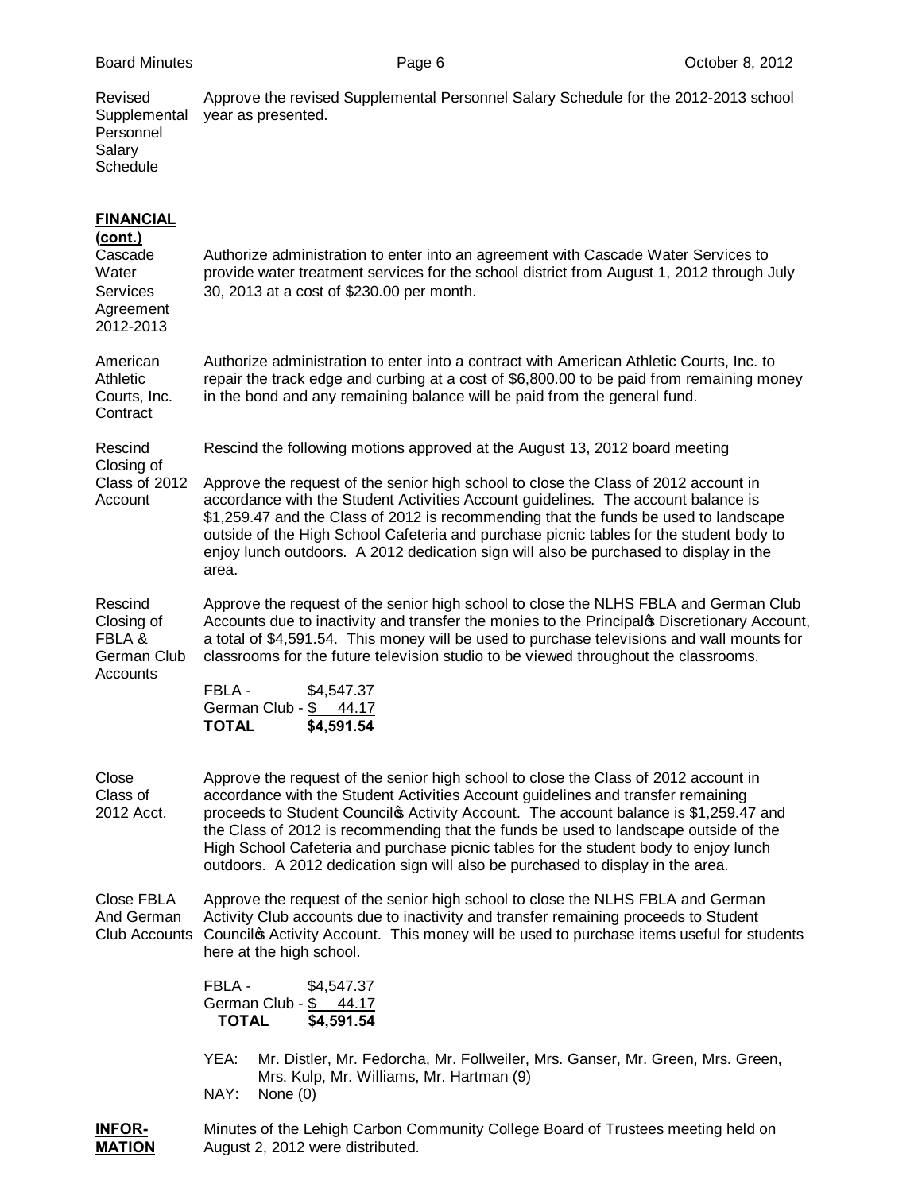**Revised Supplemental Personnel Salary Schedule**

Approve the revised Supplemental Personnel Salary Schedule for the 2012-2013 school year as presented.

## FINANCIAL (cont.)

**Cascade Water Services Agreement 2012-2013**

Authorize administration to enter into an agreement with Cascade Water Services to provide water treatment services for the school district from August 1, 2012 through July 30, 2013 at a cost of $230.00 per month.

**American Athletic Courts, Inc. Contract**

Authorize administration to enter into a contract with American Athletic Courts, Inc. to repair the track edge and curbing at a cost of $6,800.00 to be paid from remaining money in the bond and any remaining balance will be paid from the general fund.

**Rescind Closing of Class of 2012 Account**

Rescind the following motions approved at the August 13, 2012 board meeting

Approve the request of the senior high school to close the Class of 2012 account in accordance with the Student Activities Account guidelines. The account balance is $1,259.47 and the Class of 2012 is recommending that the funds be used to landscape outside of the High School Cafeteria and purchase picnic tables for the student body to enjoy lunch outdoors. A 2012 dedication sign will also be purchased to display in the area.

**Rescind Closing of FBLA & German Club Accounts**

Approve the request of the senior high school to close the NLHS FBLA and German Club Accounts due to inactivity and transfer the monies to the Principal's Discretionary Account, a total of $4,591.54. This money will be used to purchase televisions and wall mounts for classrooms for the future television studio to be viewed throughout the classrooms.

| | |
|---|---|
| FBLA - | $4,547.37 |
| German Club - | $ 44.17 |
| **TOTAL** | **$4,591.54** |

**Close Class of 2012 Acct.**

Approve the request of the senior high school to close the Class of 2012 account in accordance with the Student Activities Account guidelines and transfer remaining proceeds to Student Council's Activity Account. The account balance is $1,259.47 and the Class of 2012 is recommending that the funds be used to landscape outside of the High School Cafeteria and purchase picnic tables for the student body to enjoy lunch outdoors. A 2012 dedication sign will also be purchased to display in the area.

**Close FBLA And German Club Accounts**

Approve the request of the senior high school to close the NLHS FBLA and German Activity Club accounts due to inactivity and transfer remaining proceeds to Student Council's Activity Account. This money will be used to purchase items useful for students here at the high school.

| | |
|---|---|
| FBLA - | $4,547.37 |
| German Club - | $ 44.17 |
| **TOTAL** | **$4,591.54** |

YEA: Mr. Distler, Mr. Fedorcha, Mr. Follweiler, Mrs. Ganser, Mr. Green, Mrs. Green, Mrs. Kulp, Mr. Williams, Mr. Hartman (9)
NAY: None (0)

## INFORMATION

Minutes of the Lehigh Carbon Community College Board of Trustees meeting held on August 2, 2012 were distributed.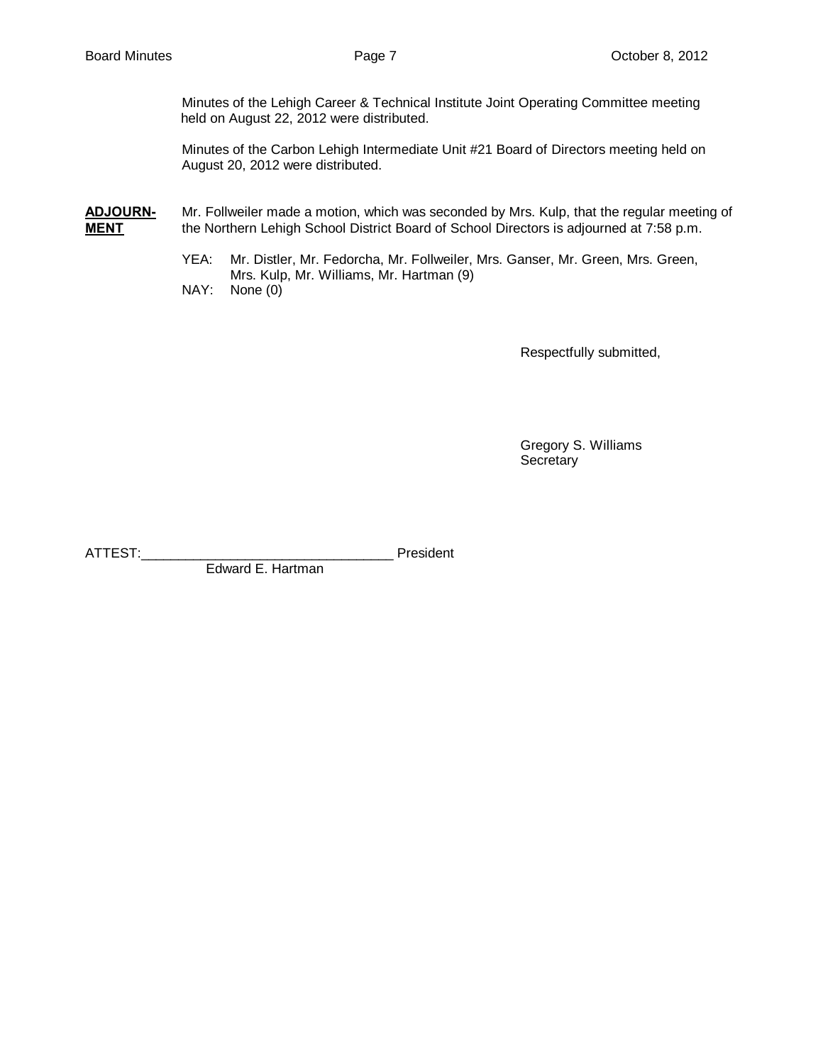Minutes of the Lehigh Career & Technical Institute Joint Operating Committee meeting held on August 22, 2012 were distributed.

Minutes of the Carbon Lehigh Intermediate Unit #21 Board of Directors meeting held on August 20, 2012 were distributed.

**ADJOURNMENT**

Mr. Follweiler made a motion, which was seconded by Mrs. Kulp, that the regular meeting of the Northern Lehigh School District Board of School Directors is adjourned at 7:58 p.m.

YEA: Mr. Distler, Mr. Fedorcha, Mr. Follweiler, Mrs. Ganser, Mr. Green, Mrs. Green, Mrs. Kulp, Mr. Williams, Mr. Hartman (9)
NAY: None (0)

Respectfully submitted,

Gregory S. Williams
Secretary

ATTEST:_________________________________ President
Edward E. Hartman